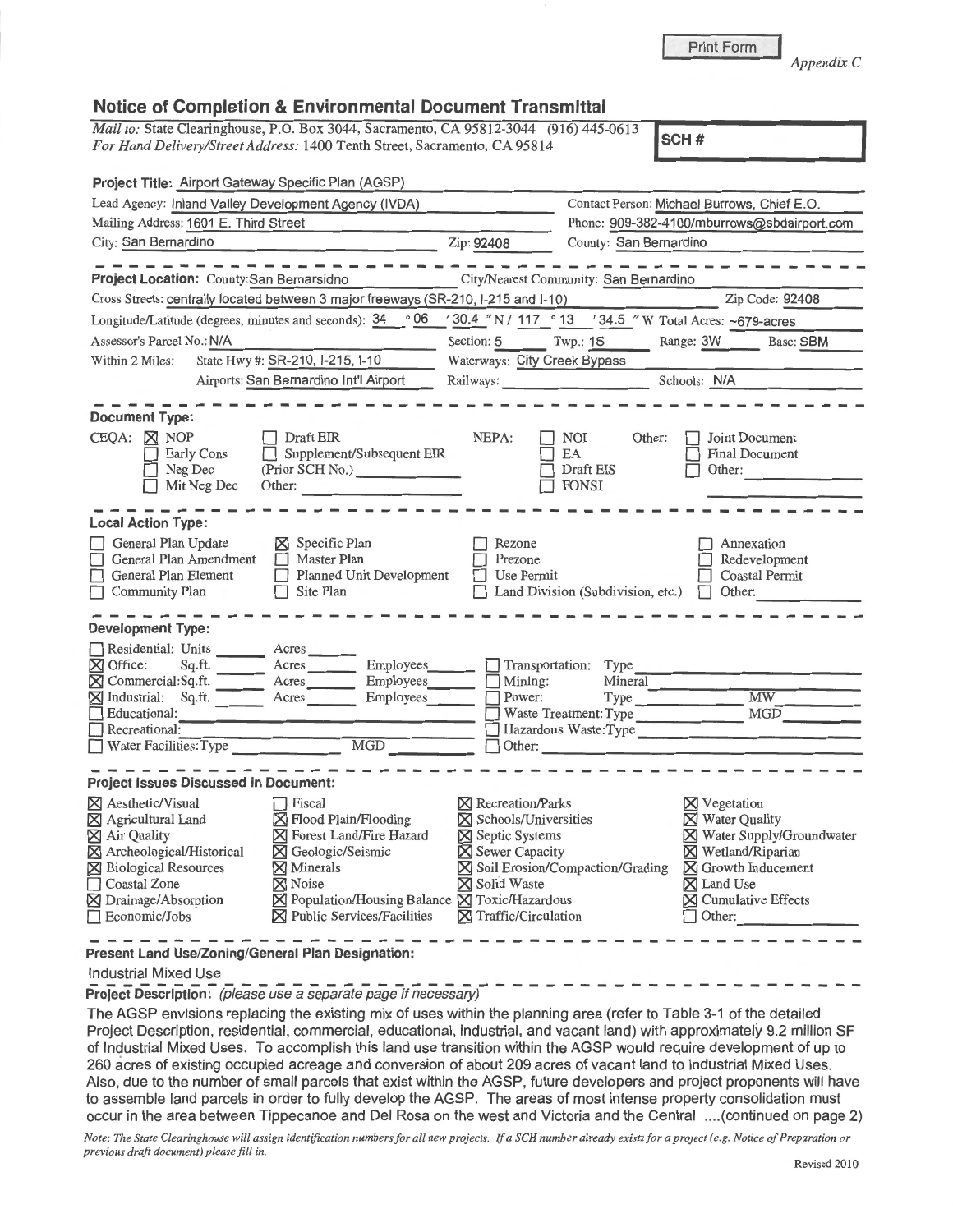Print Form

*Appendix C*

## Notice of Completion & Environmental Document Transmittal

*Mail to:* State Clearinghouse, P.O. Box 3044, Sacramento, CA 95812-3044 (916) 445-0613
*For Hand Delivery/Street Address:* 1400 Tenth Street, Sacramento, CA 95814

**SCH #**

**Project Title:** Airport Gateway Specific Plan (AGSP)

Lead Agency: Inland Valley Development Agency (IVDA) | Contact Person: Michael Burrows, Chief E.O.

Mailing Address: 1601 E. Third Street | Phone: 909-382-4100/mburrows@sbdairport.com

City: San Bernardino | Zip: 92408 | County: San Bernardino

---

**Project Location:** County: San Bernarsidno | City/Nearest Community: San Bernardino

Cross Streets: centrally located between 3 major freeways (SR-210, I-215 and I-10) | Zip Code: 92408

Longitude/Latitude (degrees, minutes and seconds): 34 ° 06 ' 30.4 " N / 117 ° 13 ' 34.5 " W Total Acres: ~679-acres

Assessor's Parcel No.: N/A | Section: 5 | Twp.: 1S | Range: 3W | Base: SBM

Within 2 Miles: State Hwy #: SR-210, I-215, I-10 | Waterways: City Creek Bypass

Airports: San Bernardino Int'l Airport | Railways: | Schools: N/A

---

**Document Type:**

CEQA: ☒ NOP ☐ Early Cons ☐ Neg Dec ☐ Mit Neg Dec ☐ Draft EIR ☐ Supplement/Subsequent EIR (Prior SCH No.) ☐ Other:

NEPA: ☐ NOI ☐ EA ☐ Draft EIS ☐ FONSI

Other: ☐ Joint Document ☐ Final Document ☐ Other:

---

**Local Action Type:**

☐ General Plan Update ☐ General Plan Amendment ☐ General Plan Element ☐ Community Plan ☒ Specific Plan ☐ Master Plan ☐ Planned Unit Development ☐ Site Plan ☐ Rezone ☐ Prezone ☐ Use Permit ☐ Land Division (Subdivision, etc.) ☐ Annexation ☐ Redevelopment ☐ Coastal Permit ☐ Other:

---

**Development Type:**

☐ Residential: Units ___ Acres ___
☒ Office: Sq.ft. ___ Acres ___ Employees ___
☒ Commercial: Sq.ft. ___ Acres ___ Employees ___
☒ Industrial: Sq.ft. ___ Acres ___ Employees ___
☐ Educational:
☐ Recreational:
☐ Water Facilities: Type ___ MGD ___
☐ Transportation: Type ___
☐ Mining: Mineral ___
☐ Power: Type ___ MW ___
☐ Waste Treatment: Type ___ MGD ___
☐ Hazardous Waste: Type ___
☐ Other:

---

**Project Issues Discussed in Document:**

☒ Aesthetic/Visual ☒ Agricultural Land ☒ Air Quality ☒ Archeological/Historical ☒ Biological Resources ☐ Coastal Zone ☒ Drainage/Absorption ☐ Economic/Jobs ☐ Fiscal ☒ Flood Plain/Flooding ☒ Forest Land/Fire Hazard ☒ Geologic/Seismic ☒ Minerals ☒ Noise ☒ Population/Housing Balance ☒ Public Services/Facilities ☒ Recreation/Parks ☒ Schools/Universities ☒ Septic Systems ☒ Sewer Capacity ☒ Soil Erosion/Compaction/Grading ☒ Solid Waste ☒ Toxic/Hazardous ☒ Traffic/Circulation ☒ Vegetation ☒ Water Quality ☒ Water Supply/Groundwater ☒ Wetland/Riparian ☒ Growth Inducement ☒ Land Use ☒ Cumulative Effects ☐ Other:

---

**Present Land Use/Zoning/General Plan Designation:**

Industrial Mixed Use

**Project Description:** *(please use a separate page if necessary)*

The AGSP envisions replacing the existing mix of uses within the planning area (refer to Table 3-1 of the detailed Project Description, residential, commercial, educational, industrial, and vacant land) with approximately 9.2 million SF of Industrial Mixed Uses. To accomplish this land use transition within the AGSP would require development of up to 260 acres of existing occupied acreage and conversion of about 209 acres of vacant land to Industrial Mixed Uses. Also, due to the number of small parcels that exist within the AGSP, future developers and project proponents will have to assemble land parcels in order to fully develop the AGSP. The areas of most intense property consolidation must occur in the area between Tippecanoe and Del Rosa on the west and Victoria and the Central ....(continued on page 2)

*Note: The State Clearinghouse will assign identification numbers for all new projects. If a SCH number already exists for a project (e.g. Notice of Preparation or previous draft document) please fill in.*

Revised 2010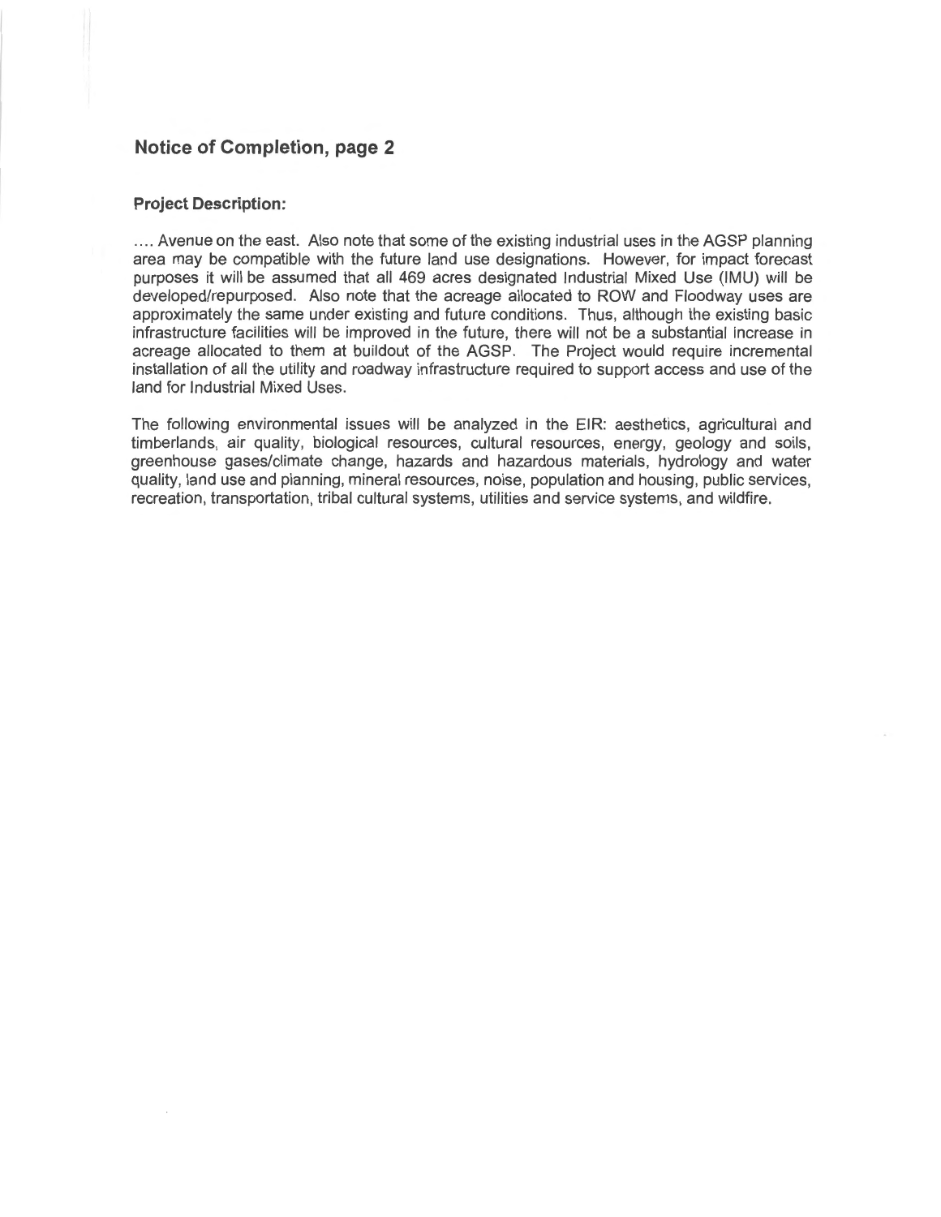## Notice of Completion, page 2

**Project Description:**

.... Avenue on the east. Also note that some of the existing industrial uses in the AGSP planning area may be compatible with the future land use designations. However, for impact forecast purposes it will be assumed that all 469 acres designated Industrial Mixed Use (IMU) will be developed/repurposed. Also note that the acreage allocated to ROW and Floodway uses are approximately the same under existing and future conditions. Thus, although the existing basic infrastructure facilities will be improved in the future, there will not be a substantial increase in acreage allocated to them at buildout of the AGSP. The Project would require incremental installation of all the utility and roadway infrastructure required to support access and use of the land for Industrial Mixed Uses.

The following environmental issues will be analyzed in the EIR: aesthetics, agricultural and timberlands, air quality, biological resources, cultural resources, energy, geology and soils, greenhouse gases/climate change, hazards and hazardous materials, hydrology and water quality, land use and planning, mineral resources, noise, population and housing, public services, recreation, transportation, tribal cultural systems, utilities and service systems, and wildfire.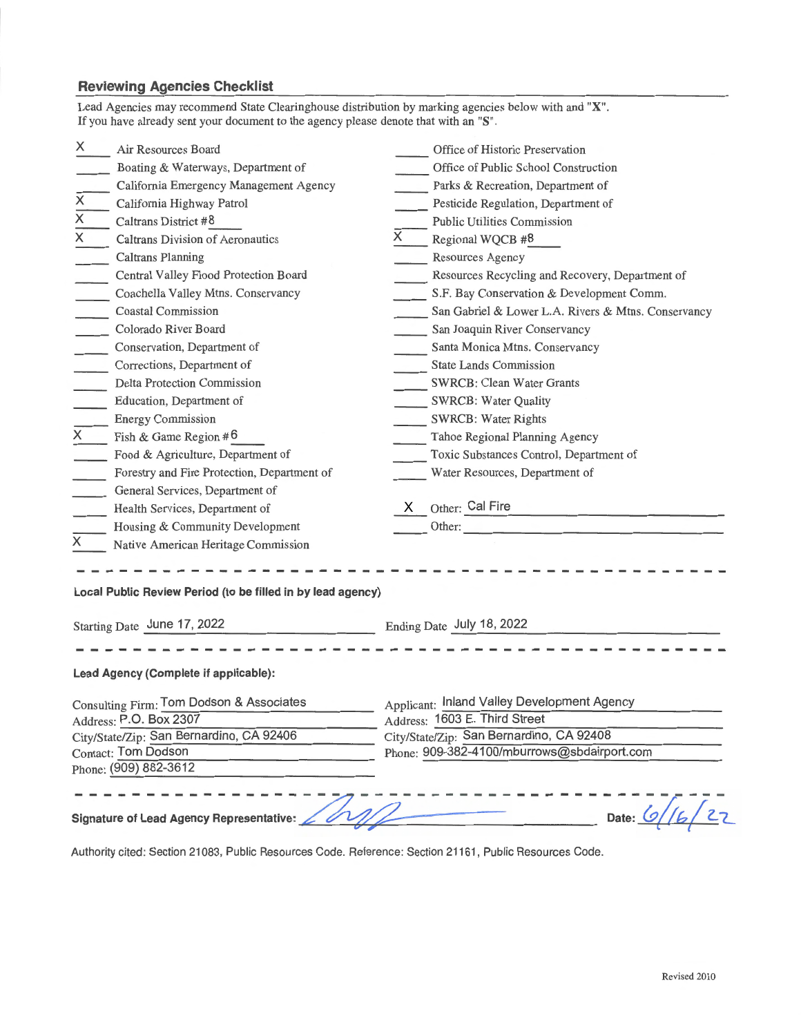## Reviewing Agencies Checklist

Lead Agencies may recommend State Clearinghouse distribution by marking agencies below with and "X".
If you have already sent your document to the agency please denote that with an "S".

| | | | |
|---|---|---|---|
| X | Air Resources Board | | Office of Historic Preservation |
| | Boating & Waterways, Department of | | Office of Public School Construction |
| | California Emergency Management Agency | | Parks & Recreation, Department of |
| X | California Highway Patrol | | Pesticide Regulation, Department of |
| X | Caltrans District #8 | | Public Utilities Commission |
| X | Caltrans Division of Aeronautics | X | Regional WQCB #8 |
| | Caltrans Planning | | Resources Agency |
| | Central Valley Flood Protection Board | | Resources Recycling and Recovery, Department of |
| | Coachella Valley Mtns. Conservancy | | S.F. Bay Conservation & Development Comm. |
| | Coastal Commission | | San Gabriel & Lower L.A. Rivers & Mtns. Conservancy |
| | Colorado River Board | | San Joaquin River Conservancy |
| | Conservation, Department of | | Santa Monica Mtns. Conservancy |
| | Corrections, Department of | | State Lands Commission |
| | Delta Protection Commission | | SWRCB: Clean Water Grants |
| | Education, Department of | | SWRCB: Water Quality |
| | Energy Commission | | SWRCB: Water Rights |
| X | Fish & Game Region #6 | | Tahoe Regional Planning Agency |
| | Food & Agriculture, Department of | | Toxic Substances Control, Department of |
| | Forestry and Fire Protection, Department of | | Water Resources, Department of |
| | General Services, Department of | | |
| | Health Services, Department of | X | Other: Cal Fire |
| | Housing & Community Development | | Other: |
| X | Native American Heritage Commission | | |

---

**Local Public Review Period (to be filled in by lead agency)**

Starting Date June 17, 2022 Ending Date July 18, 2022

---

**Lead Agency (Complete if applicable):**

Consulting Firm: Tom Dodson & Associates
Address: P.O. Box 2307
City/State/Zip: San Bernardino, CA 92406
Contact: Tom Dodson
Phone: (909) 882-3612

Applicant: Inland Valley Development Agency
Address: 1603 E. Third Street
City/State/Zip: San Bernardino, CA 92408
Phone: 909-382-4100/mburrows@sbdairport.com

---

**Signature of Lead Agency Representative:** [signature] **Date:** 6/16/22

Authority cited: Section 21083, Public Resources Code. Reference: Section 21161, Public Resources Code.

Revised 2010